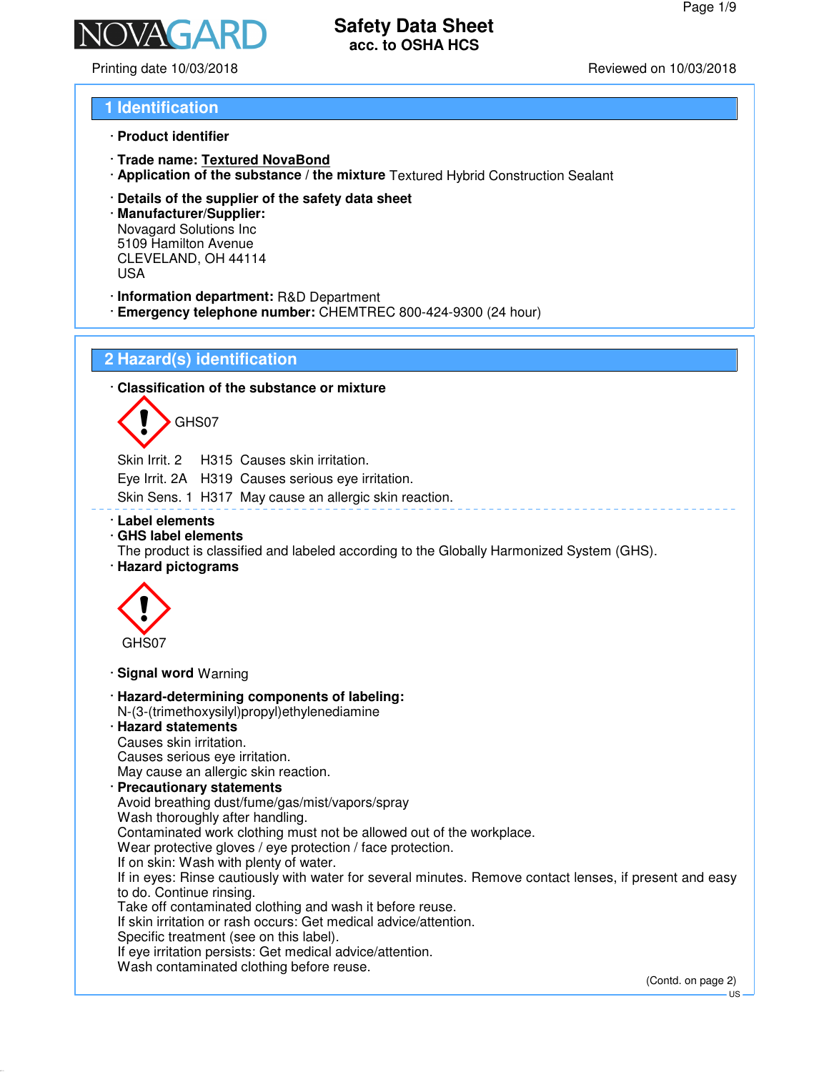# Safety Data Sheet
## acc. to OSHA HCS

Printing date 10/03/2018 Reviewed on 10/03/2018

## 1 Identification

· **Product identifier**

· **Trade name: Textured NovaBond**
· **Application of the substance / the mixture** Textured Hybrid Construction Sealant

· **Details of the supplier of the safety data sheet**
· **Manufacturer/Supplier:**
Novagard Solutions Inc
5109 Hamilton Avenue
CLEVELAND, OH 44114
USA

· **Information department:** R&D Department
· **Emergency telephone number:** CHEMTREC 800-424-9300 (24 hour)

## 2 Hazard(s) identification

· **Classification of the substance or mixture**

GHS07

| | | |
|---|---|---|
| Skin Irrit. 2 | H315 | Causes skin irritation. |
| Eye Irrit. 2A | H319 | Causes serious eye irritation. |
| Skin Sens. 1 | H317 | May cause an allergic skin reaction. |

· **Label elements**
· **GHS label elements**
The product is classified and labeled according to the Globally Harmonized System (GHS).
· **Hazard pictograms**

GHS07

· **Signal word** Warning

· **Hazard-determining components of labeling:**
N-(3-(trimethoxysilyl)propyl)ethylenediamine
· **Hazard statements**
Causes skin irritation.
Causes serious eye irritation.
May cause an allergic skin reaction.
· **Precautionary statements**
Avoid breathing dust/fume/gas/mist/vapors/spray
Wash thoroughly after handling.
Contaminated work clothing must not be allowed out of the workplace.
Wear protective gloves / eye protection / face protection.
If on skin: Wash with plenty of water.
If in eyes: Rinse cautiously with water for several minutes. Remove contact lenses, if present and easy to do. Continue rinsing.
Take off contaminated clothing and wash it before reuse.
If skin irritation or rash occurs: Get medical advice/attention.
Specific treatment (see on this label).
If eye irritation persists: Get medical advice/attention.
Wash contaminated clothing before reuse.

(Contd. on page 2)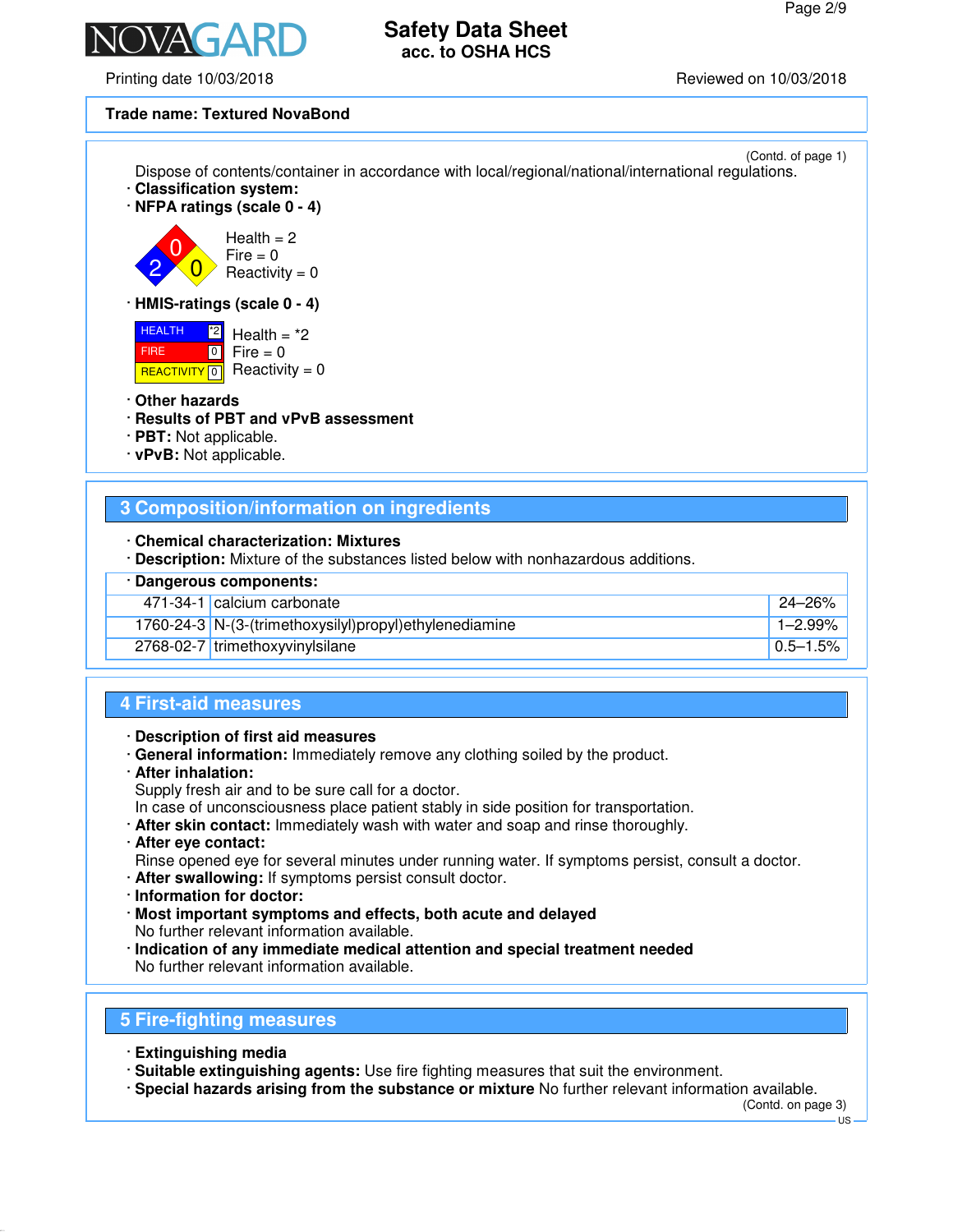**Trade name: Textured NovaBond**

(Contd. of page 1)

Dispose of contents/container in accordance with local/regional/national/international regulations.

· **Classification system:**

· **NFPA ratings (scale 0 - 4)**

Health = 2
Fire = 0
Reactivity = 0

· **HMIS-ratings (scale 0 - 4)**

| HEALTH | *2 |
|---|---|
| FIRE | 0 |
| REACTIVITY | 0 |

Health = *2
Fire = 0
Reactivity = 0

· **Other hazards**

· **Results of PBT and vPvB assessment**

· **PBT:** Not applicable.

· **vPvB:** Not applicable.

## 3 Composition/information on ingredients

· **Chemical characterization: Mixtures**

· **Description:** Mixture of the substances listed below with nonhazardous additions.

· **Dangerous components:**

| | | |
|---|---|---|
| 471-34-1 | calcium carbonate | 24–26% |
| 1760-24-3 | N-(3-(trimethoxysilyl)propyl)ethylenediamine | 1–2.99% |
| 2768-02-7 | trimethoxyvinylsilane | 0.5–1.5% |

## 4 First-aid measures

· **Description of first aid measures**

· **General information:** Immediately remove any clothing soiled by the product.

· **After inhalation:**
Supply fresh air and to be sure call for a doctor.
In case of unconsciousness place patient stably in side position for transportation.

· **After skin contact:** Immediately wash with water and soap and rinse thoroughly.

· **After eye contact:**
Rinse opened eye for several minutes under running water. If symptoms persist, consult a doctor.

· **After swallowing:** If symptoms persist consult doctor.

· **Information for doctor:**

· **Most important symptoms and effects, both acute and delayed**
No further relevant information available.

· **Indication of any immediate medical attention and special treatment needed**
No further relevant information available.

## 5 Fire-fighting measures

· **Extinguishing media**

· **Suitable extinguishing agents:** Use fire fighting measures that suit the environment.

· **Special hazards arising from the substance or mixture** No further relevant information available.

(Contd. on page 3)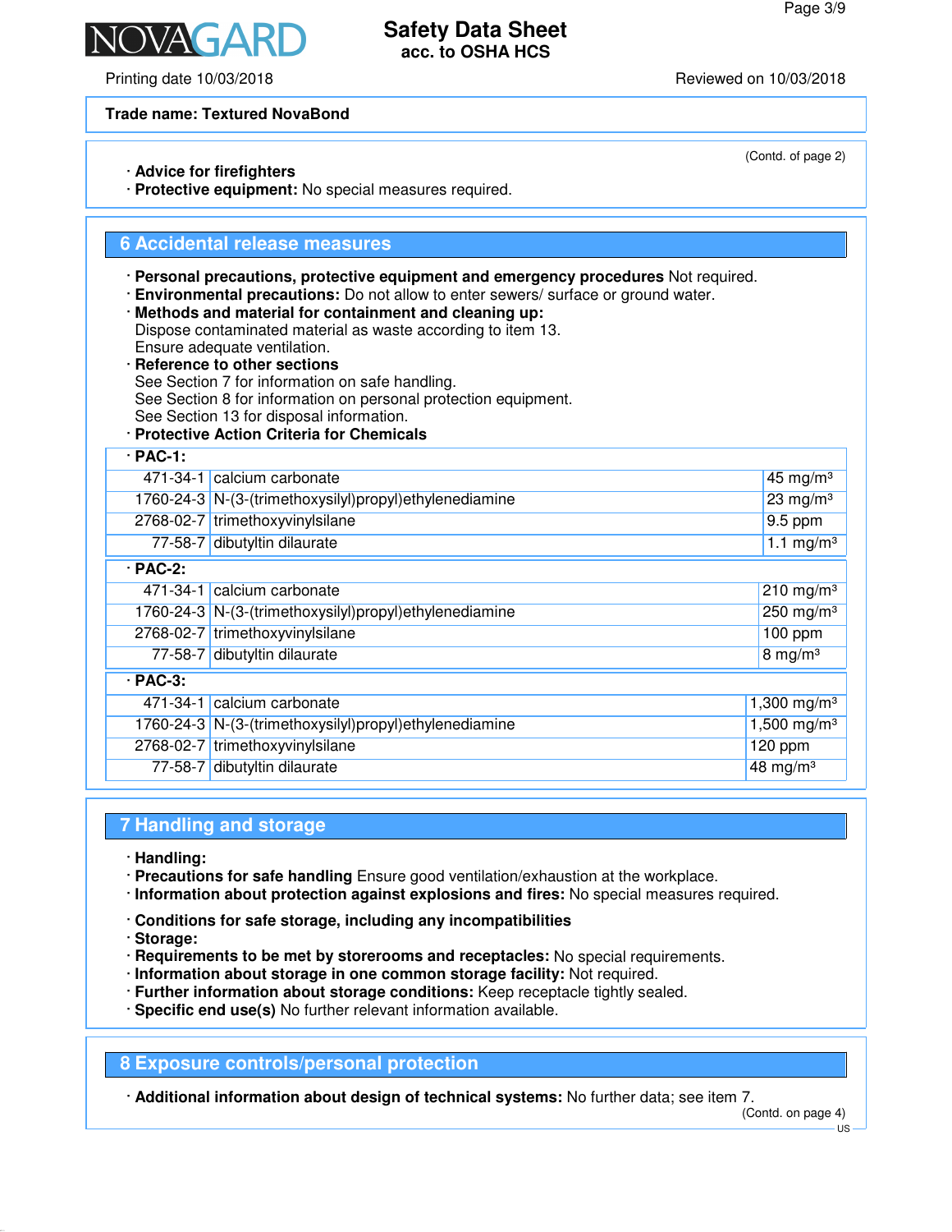**Trade name: Textured NovaBond**

(Contd. of page 2)

· **Advice for firefighters**
· **Protective equipment:** No special measures required.

## 6 Accidental release measures

· **Personal precautions, protective equipment and emergency procedures** Not required.
· **Environmental precautions:** Do not allow to enter sewers/ surface or ground water.
· **Methods and material for containment and cleaning up:**
Dispose contaminated material as waste according to item 13.
Ensure adequate ventilation.
· **Reference to other sections**
See Section 7 for information on safe handling.
See Section 8 for information on personal protection equipment.
See Section 13 for disposal information.
· **Protective Action Criteria for Chemicals**

| · **PAC-1:** | | |
|---|---|---|
| 471-34-1 | calcium carbonate | 45 mg/m³ |
| 1760-24-3 | N-(3-(trimethoxysilyl)propyl)ethylenediamine | 23 mg/m³ |
| 2768-02-7 | trimethoxyvinylsilane | 9.5 ppm |
| 77-58-7 | dibutyltin dilaurate | 1.1 mg/m³ |

| · **PAC-2:** | | |
|---|---|---|
| 471-34-1 | calcium carbonate | 210 mg/m³ |
| 1760-24-3 | N-(3-(trimethoxysilyl)propyl)ethylenediamine | 250 mg/m³ |
| 2768-02-7 | trimethoxyvinylsilane | 100 ppm |
| 77-58-7 | dibutyltin dilaurate | 8 mg/m³ |

| · **PAC-3:** | | |
|---|---|---|
| 471-34-1 | calcium carbonate | 1,300 mg/m³ |
| 1760-24-3 | N-(3-(trimethoxysilyl)propyl)ethylenediamine | 1,500 mg/m³ |
| 2768-02-7 | trimethoxyvinylsilane | 120 ppm |
| 77-58-7 | dibutyltin dilaurate | 48 mg/m³ |

## 7 Handling and storage

· **Handling:**
· **Precautions for safe handling** Ensure good ventilation/exhaustion at the workplace.
· **Information about protection against explosions and fires:** No special measures required.

· **Conditions for safe storage, including any incompatibilities**
· **Storage:**
· **Requirements to be met by storerooms and receptacles:** No special requirements.
· **Information about storage in one common storage facility:** Not required.
· **Further information about storage conditions:** Keep receptacle tightly sealed.
· **Specific end use(s)** No further relevant information available.

## 8 Exposure controls/personal protection

· **Additional information about design of technical systems:** No further data; see item 7.

(Contd. on page 4)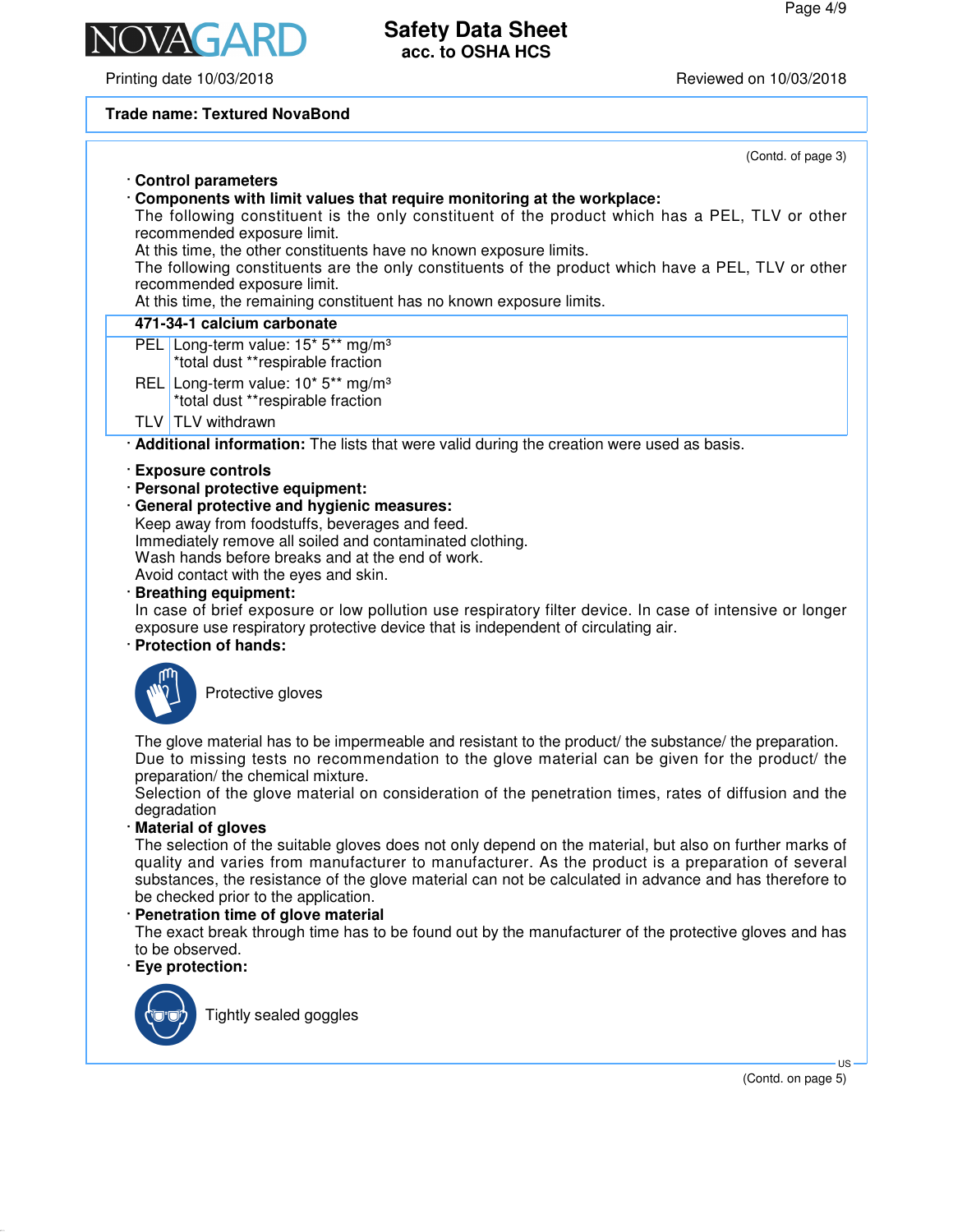**Trade name: Textured NovaBond**

(Contd. of page 3)

- **Control parameters**
- **Components with limit values that require monitoring at the workplace:**

The following constituent is the only constituent of the product which has a PEL, TLV or other recommended exposure limit.
At this time, the other constituents have no known exposure limits.
The following constituents are the only constituents of the product which have a PEL, TLV or other recommended exposure limit.
At this time, the remaining constituent has no known exposure limits.

| **471-34-1 calcium carbonate** | |
|---|---|
| PEL | Long-term value: 15* 5** mg/m³<br>*total dust **respirable fraction |
| REL | Long-term value: 10* 5** mg/m³<br>*total dust **respirable fraction |
| TLV | TLV withdrawn |

- **Additional information:** The lists that were valid during the creation were used as basis.

- **Exposure controls**
- **Personal protective equipment:**
- **General protective and hygienic measures:**

Keep away from foodstuffs, beverages and feed.
Immediately remove all soiled and contaminated clothing.
Wash hands before breaks and at the end of work.
Avoid contact with the eyes and skin.

- **Breathing equipment:**

In case of brief exposure or low pollution use respiratory filter device. In case of intensive or longer exposure use respiratory protective device that is independent of circulating air.

- **Protection of hands:**

Protective gloves

The glove material has to be impermeable and resistant to the product/ the substance/ the preparation.
Due to missing tests no recommendation to the glove material can be given for the product/ the preparation/ the chemical mixture.
Selection of the glove material on consideration of the penetration times, rates of diffusion and the degradation

- **Material of gloves**

The selection of the suitable gloves does not only depend on the material, but also on further marks of quality and varies from manufacturer to manufacturer. As the product is a preparation of several substances, the resistance of the glove material can not be calculated in advance and has therefore to be checked prior to the application.

- **Penetration time of glove material**

The exact break through time has to be found out by the manufacturer of the protective gloves and has to be observed.

- **Eye protection:**

Tightly sealed goggles

(Contd. on page 5)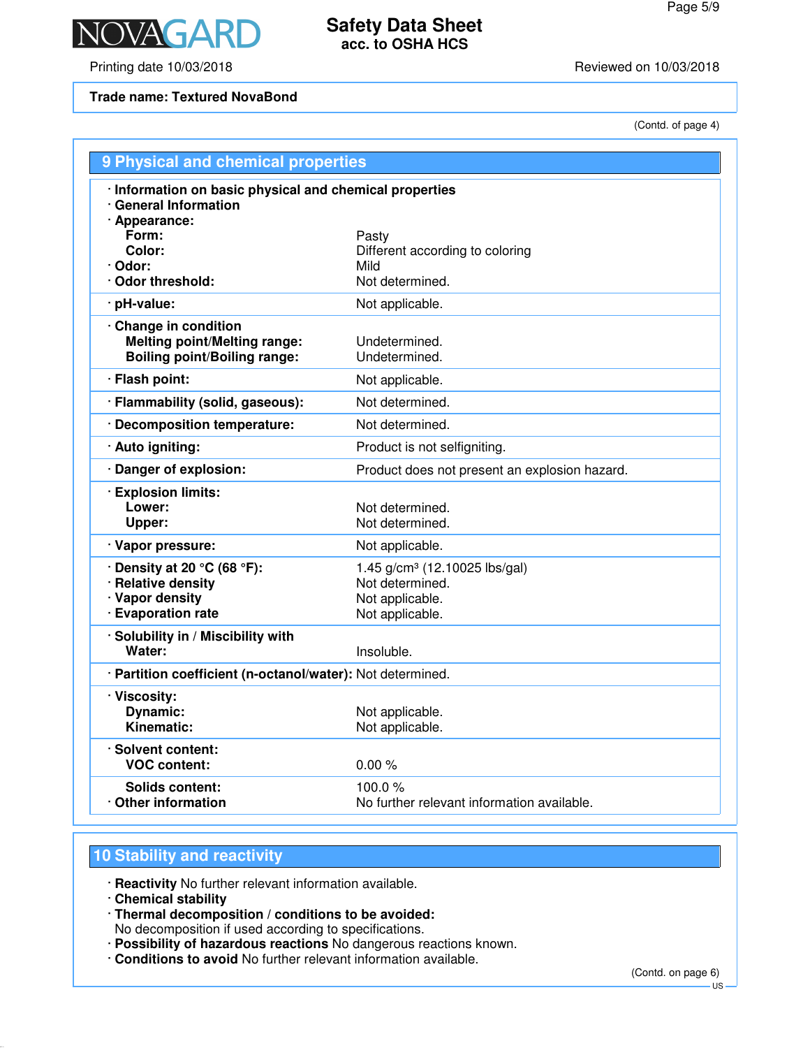Trade name: Textured NovaBond

(Contd. of page 4)

## 9 Physical and chemical properties

| Property | Value |
|---|---|
| · **Information on basic physical and chemical properties** | |
| · **General Information** | |
| · **Appearance:** | |
| **Form:** | Pasty |
| **Color:** | Different according to coloring |
| · **Odor:** | Mild |
| · **Odor threshold:** | Not determined. |
| · **pH-value:** | Not applicable. |
| · **Change in condition** | |
| **Melting point/Melting range:** | Undetermined. |
| **Boiling point/Boiling range:** | Undetermined. |
| · **Flash point:** | Not applicable. |
| · **Flammability (solid, gaseous):** | Not determined. |
| · **Decomposition temperature:** | Not determined. |
| · **Auto igniting:** | Product is not selfigniting. |
| · **Danger of explosion:** | Product does not present an explosion hazard. |
| · **Explosion limits:** | |
| **Lower:** | Not determined. |
| **Upper:** | Not determined. |
| · **Vapor pressure:** | Not applicable. |
| · **Density at 20 °C (68 °F):** | 1.45 g/cm³ (12.10025 lbs/gal) |
| · **Relative density** | Not determined. |
| · **Vapor density** | Not applicable. |
| · **Evaporation rate** | Not applicable. |
| · **Solubility in / Miscibility with** | |
| **Water:** | Insoluble. |
| · **Partition coefficient (n-octanol/water):** | Not determined. |
| · **Viscosity:** | |
| **Dynamic:** | Not applicable. |
| **Kinematic:** | Not applicable. |
| · **Solvent content:** | |
| **VOC content:** | 0.00 % |
| **Solids content:** | 100.0 % |
| · **Other information** | No further relevant information available. |

## 10 Stability and reactivity

· **Reactivity** No further relevant information available.
· **Chemical stability**
· **Thermal decomposition / conditions to be avoided:**
No decomposition if used according to specifications.
· **Possibility of hazardous reactions** No dangerous reactions known.
· **Conditions to avoid** No further relevant information available.

(Contd. on page 6)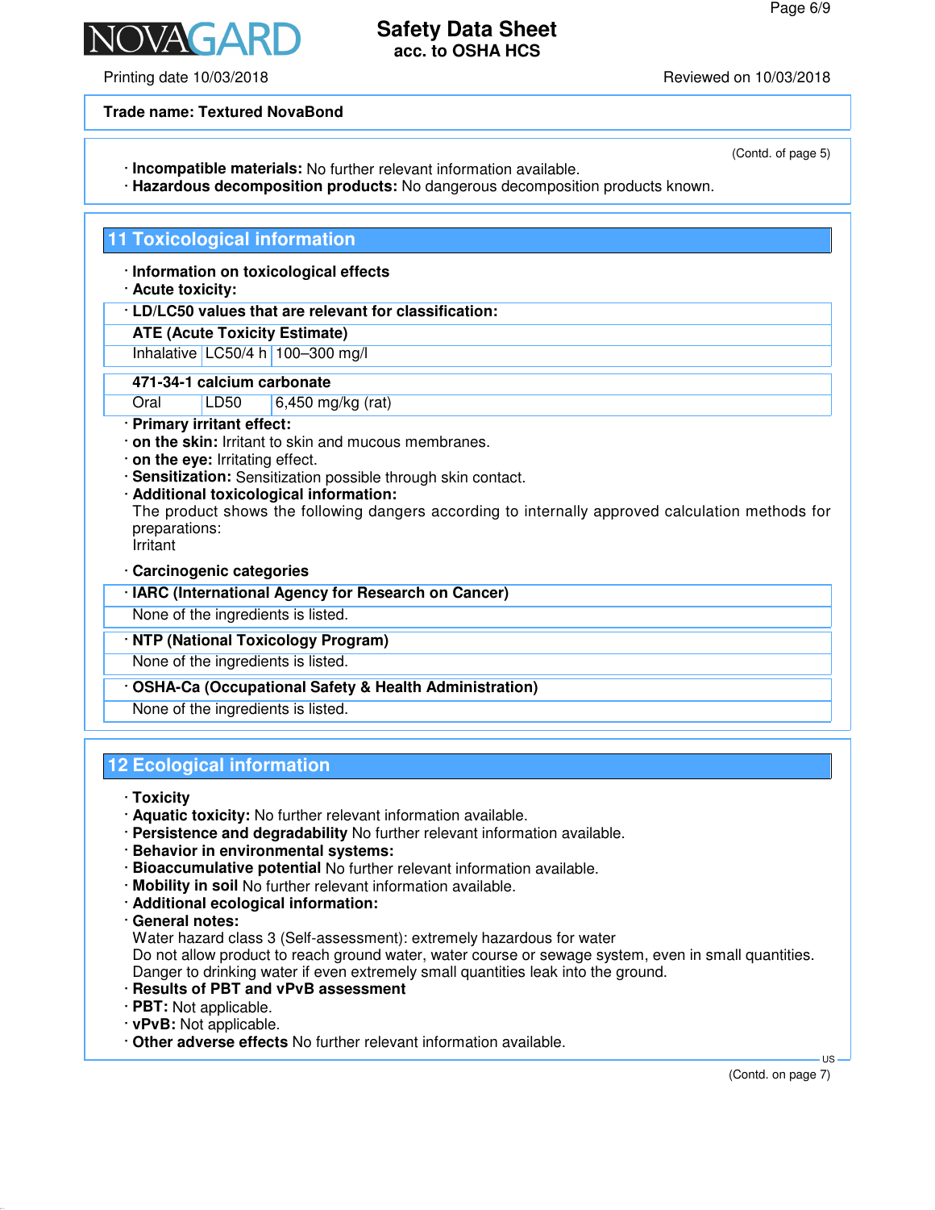**Trade name: Textured NovaBond**

(Contd. of page 5)

· **Incompatible materials:** No further relevant information available.
· **Hazardous decomposition products:** No dangerous decomposition products known.

## 11 Toxicological information

· **Information on toxicological effects**
· **Acute toxicity:**

| · **LD/LC50 values that are relevant for classification:** | | |
|---|---|---|
| **ATE (Acute Toxicity Estimate)** | | |
| Inhalative | LC50/4 h | 100–300 mg/l |

| **471-34-1 calcium carbonate** | | |
|---|---|---|
| Oral | LD50 | 6,450 mg/kg (rat) |

· **Primary irritant effect:**
· **on the skin:** Irritant to skin and mucous membranes.
· **on the eye:** Irritating effect.
· **Sensitization:** Sensitization possible through skin contact.
· **Additional toxicological information:**
The product shows the following dangers according to internally approved calculation methods for preparations:
Irritant

· **Carcinogenic categories**

| · **IARC (International Agency for Research on Cancer)** |
|---|
| None of the ingredients is listed. |

| · **NTP (National Toxicology Program)** |
|---|
| None of the ingredients is listed. |

| · **OSHA-Ca (Occupational Safety & Health Administration)** |
|---|
| None of the ingredients is listed. |

## 12 Ecological information

· **Toxicity**
· **Aquatic toxicity:** No further relevant information available.
· **Persistence and degradability** No further relevant information available.
· **Behavior in environmental systems:**
· **Bioaccumulative potential** No further relevant information available.
· **Mobility in soil** No further relevant information available.
· **Additional ecological information:**
· **General notes:**
Water hazard class 3 (Self-assessment): extremely hazardous for water
Do not allow product to reach ground water, water course or sewage system, even in small quantities.
Danger to drinking water if even extremely small quantities leak into the ground.
· **Results of PBT and vPvB assessment**
· **PBT:** Not applicable.
· **vPvB:** Not applicable.
· **Other adverse effects** No further relevant information available.

(Contd. on page 7)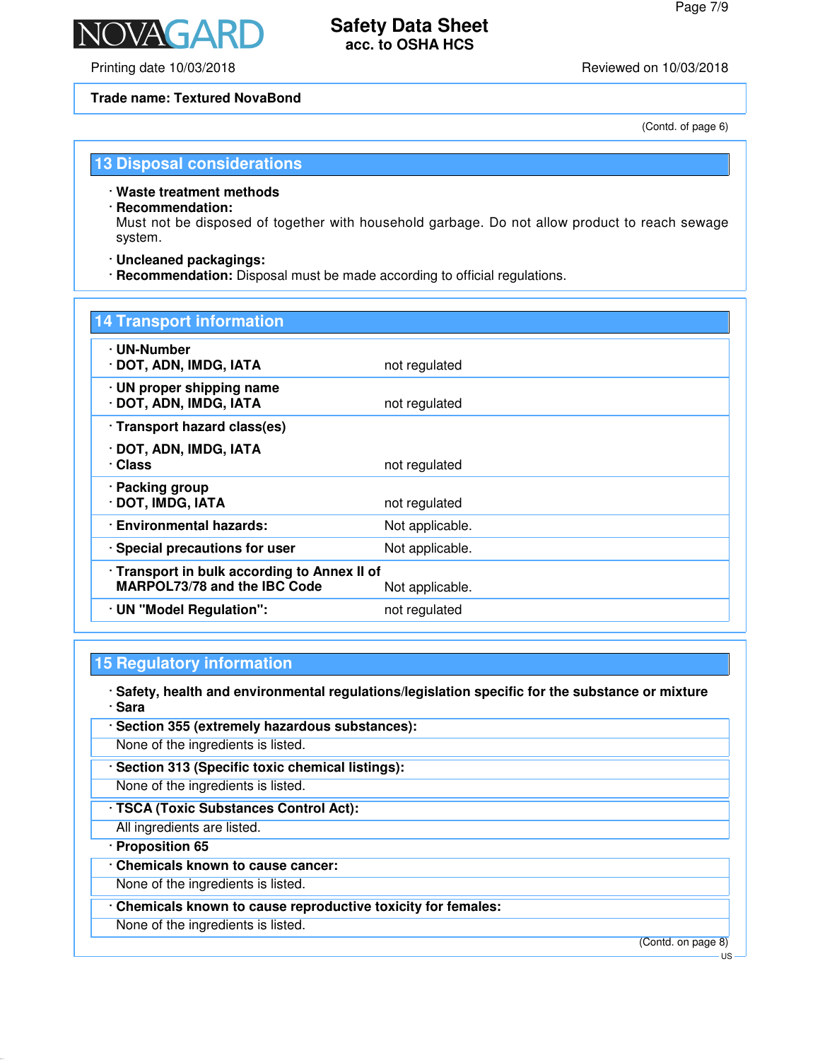Trade name: Textured NovaBond

(Contd. of page 6)

## 13 Disposal considerations

· **Waste treatment methods**
· **Recommendation:**
Must not be disposed of together with household garbage. Do not allow product to reach sewage system.

· **Uncleaned packagings:**
· **Recommendation:** Disposal must be made according to official regulations.

## 14 Transport information

| | |
|---|---|
| · **UN-Number**<br>· **DOT, ADN, IMDG, IATA** | not regulated |
| · **UN proper shipping name**<br>· **DOT, ADN, IMDG, IATA** | not regulated |
| · **Transport hazard class(es)**<br>· **DOT, ADN, IMDG, IATA**<br>· **Class** | not regulated |
| · **Packing group**<br>· **DOT, IMDG, IATA** | not regulated |
| · **Environmental hazards:** | Not applicable. |
| · **Special precautions for user** | Not applicable. |
| · **Transport in bulk according to Annex II of MARPOL73/78 and the IBC Code** | Not applicable. |
| · **UN "Model Regulation":** | not regulated |

## 15 Regulatory information

· **Safety, health and environmental regulations/legislation specific for the substance or mixture**
· **Sara**

· **Section 355 (extremely hazardous substances):**
None of the ingredients is listed.

· **Section 313 (Specific toxic chemical listings):**
None of the ingredients is listed.

· **TSCA (Toxic Substances Control Act):**
All ingredients are listed.

· **Proposition 65**

· **Chemicals known to cause cancer:**
None of the ingredients is listed.

· **Chemicals known to cause reproductive toxicity for females:**
None of the ingredients is listed.

(Contd. on page 8)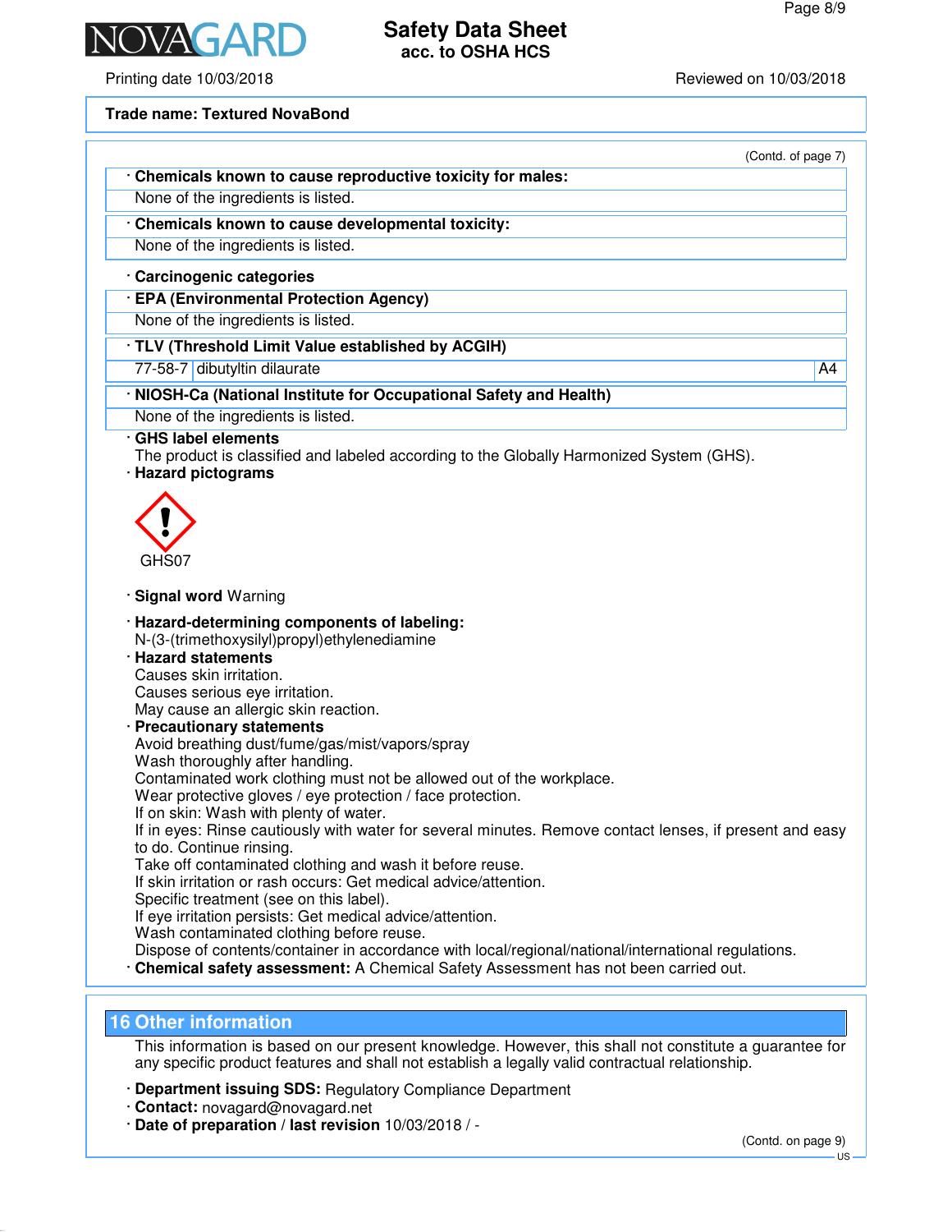(Contd. of page 7)

· **Chemicals known to cause reproductive toxicity for males:**

None of the ingredients is listed.

· **Chemicals known to cause developmental toxicity:**

None of the ingredients is listed.

· **Carcinogenic categories**

· **EPA (Environmental Protection Agency)**

None of the ingredients is listed.

· **TLV (Threshold Limit Value established by ACGIH)**

| 77-58-7 | dibutyltin dilaurate | A4 |
|---|---|---|

· **NIOSH-Ca (National Institute for Occupational Safety and Health)**

None of the ingredients is listed.

· **GHS label elements**

The product is classified and labeled according to the Globally Harmonized System (GHS).

· **Hazard pictograms**

GHS07

· **Signal word** Warning

· **Hazard-determining components of labeling:**

N-(3-(trimethoxysilyl)propyl)ethylenediamine

· **Hazard statements**

Causes skin irritation.
Causes serious eye irritation.
May cause an allergic skin reaction.

· **Precautionary statements**

Avoid breathing dust/fume/gas/mist/vapors/spray
Wash thoroughly after handling.
Contaminated work clothing must not be allowed out of the workplace.
Wear protective gloves / eye protection / face protection.
If on skin: Wash with plenty of water.
If in eyes: Rinse cautiously with water for several minutes. Remove contact lenses, if present and easy to do. Continue rinsing.
Take off contaminated clothing and wash it before reuse.
If skin irritation or rash occurs: Get medical advice/attention.
Specific treatment (see on this label).
If eye irritation persists: Get medical advice/attention.
Wash contaminated clothing before reuse.
Dispose of contents/container in accordance with local/regional/national/international regulations.

· **Chemical safety assessment:** A Chemical Safety Assessment has not been carried out.

## 16 Other information

This information is based on our present knowledge. However, this shall not constitute a guarantee for any specific product features and shall not establish a legally valid contractual relationship.

· **Department issuing SDS:** Regulatory Compliance Department
· **Contact:** novagard@novagard.net
· **Date of preparation / last revision** 10/03/2018 / -

(Contd. on page 9)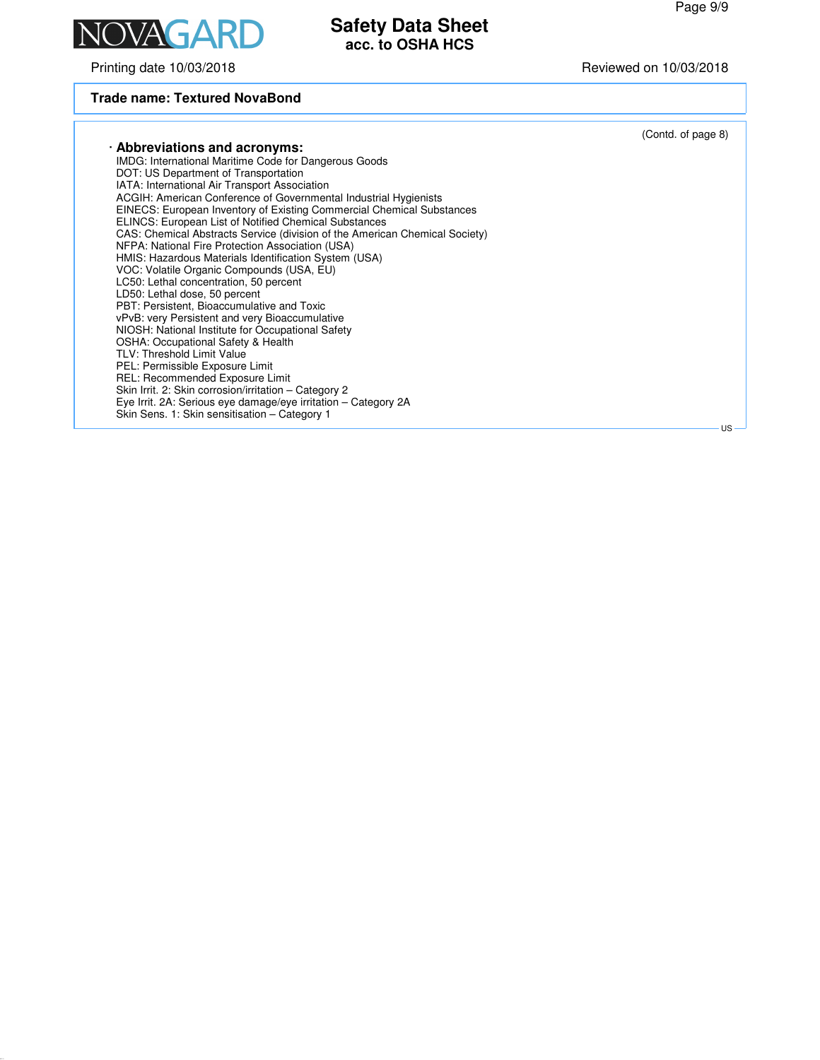**Trade name: Textured NovaBond**

(Contd. of page 8)

### · Abbreviations and acronyms:

IMDG: International Maritime Code for Dangerous Goods
DOT: US Department of Transportation
IATA: International Air Transport Association
ACGIH: American Conference of Governmental Industrial Hygienists
EINECS: European Inventory of Existing Commercial Chemical Substances
ELINCS: European List of Notified Chemical Substances
CAS: Chemical Abstracts Service (division of the American Chemical Society)
NFPA: National Fire Protection Association (USA)
HMIS: Hazardous Materials Identification System (USA)
VOC: Volatile Organic Compounds (USA, EU)
LC50: Lethal concentration, 50 percent
LD50: Lethal dose, 50 percent
PBT: Persistent, Bioaccumulative and Toxic
vPvB: very Persistent and very Bioaccumulative
NIOSH: National Institute for Occupational Safety
OSHA: Occupational Safety & Health
TLV: Threshold Limit Value
PEL: Permissible Exposure Limit
REL: Recommended Exposure Limit
Skin Irrit. 2: Skin corrosion/irritation – Category 2
Eye Irrit. 2A: Serious eye damage/eye irritation – Category 2A
Skin Sens. 1: Skin sensitisation – Category 1

US